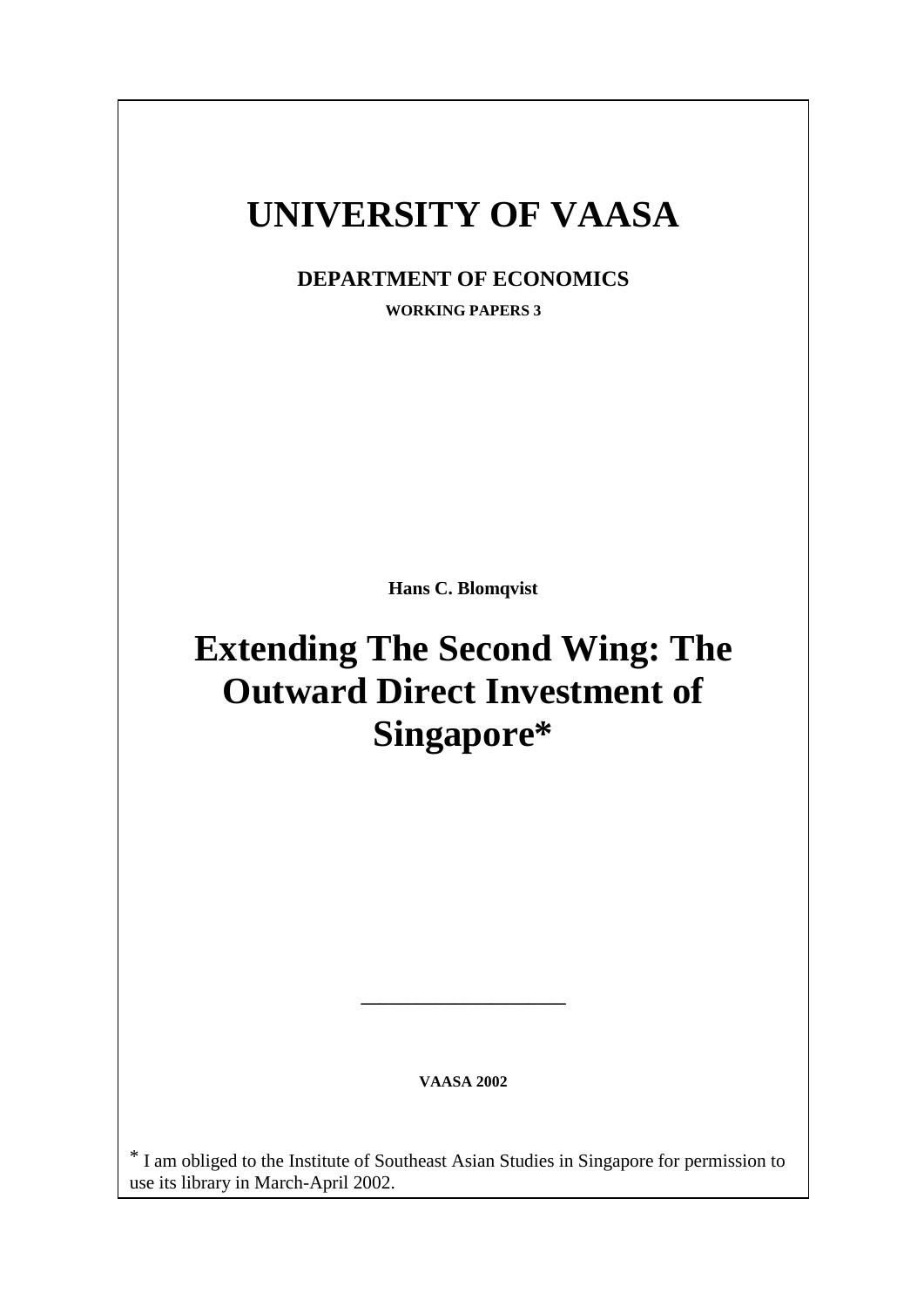# UNIVERSITY OF VAASA

**DEPARTMENT OF ECONOMICS**

**WORKING PAPERS 3**

**Hans C. Blomqvist**

# Extending The Second Wing: The Outward Direct Investment of Singapore*

---

**VAASA 2002**

* I am obliged to the Institute of Southeast Asian Studies in Singapore for permission to use its library in March-April 2002.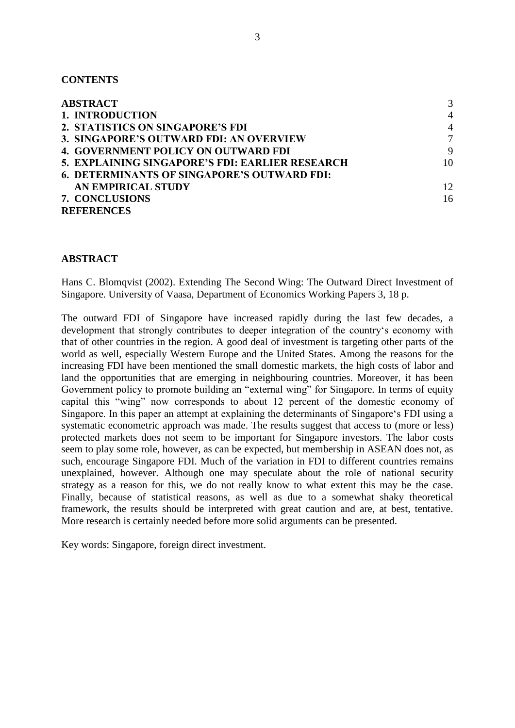## CONTENTS

| | |
|---|---|
| **ABSTRACT** | 3 |
| **1. INTRODUCTION** | 4 |
| **2. STATISTICS ON SINGAPORE'S FDI** | 4 |
| **3. SINGAPORE'S OUTWARD FDI: AN OVERVIEW** | 7 |
| **4. GOVERNMENT POLICY ON OUTWARD FDI** | 9 |
| **5. EXPLAINING SINGAPORE'S FDI: EARLIER RESEARCH** | 10 |
| **6. DETERMINANTS OF SINGAPORE'S OUTWARD FDI: AN EMPIRICAL STUDY** | 12 |
| **7. CONCLUSIONS** | 16 |
| **REFERENCES** | |

## ABSTRACT

Hans C. Blomqvist (2002). Extending The Second Wing: The Outward Direct Investment of Singapore. University of Vaasa, Department of Economics Working Papers 3, 18 p.

The outward FDI of Singapore have increased rapidly during the last few decades, a development that strongly contributes to deeper integration of the country's economy with that of other countries in the region. A good deal of investment is targeting other parts of the world as well, especially Western Europe and the United States. Among the reasons for the increasing FDI have been mentioned the small domestic markets, the high costs of labor and land the opportunities that are emerging in neighbouring countries. Moreover, it has been Government policy to promote building an "external wing" for Singapore. In terms of equity capital this "wing" now corresponds to about 12 percent of the domestic economy of Singapore. In this paper an attempt at explaining the determinants of Singapore's FDI using a systematic econometric approach was made. The results suggest that access to (more or less) protected markets does not seem to be important for Singapore investors. The labor costs seem to play some role, however, as can be expected, but membership in ASEAN does not, as such, encourage Singapore FDI. Much of the variation in FDI to different countries remains unexplained, however. Although one may speculate about the role of national security strategy as a reason for this, we do not really know to what extent this may be the case. Finally, because of statistical reasons, as well as due to a somewhat shaky theoretical framework, the results should be interpreted with great caution and are, at best, tentative. More research is certainly needed before more solid arguments can be presented.

Key words: Singapore, foreign direct investment.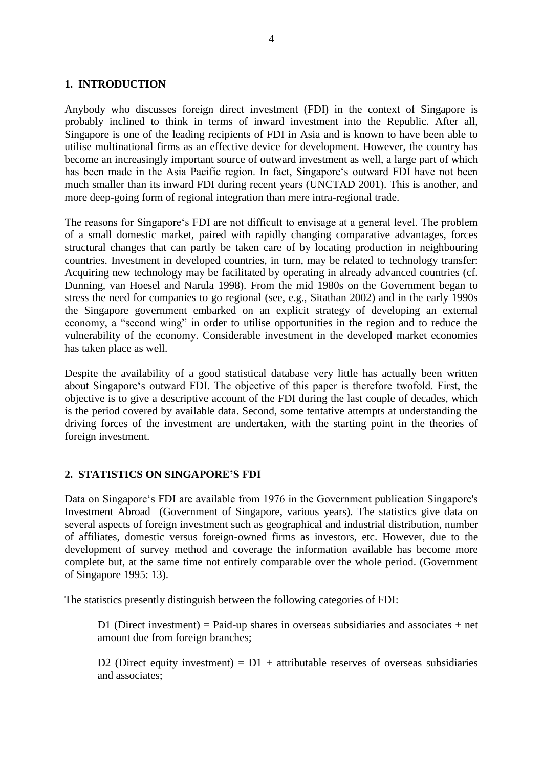## 1. INTRODUCTION

Anybody who discusses foreign direct investment (FDI) in the context of Singapore is probably inclined to think in terms of inward investment into the Republic. After all, Singapore is one of the leading recipients of FDI in Asia and is known to have been able to utilise multinational firms as an effective device for development. However, the country has become an increasingly important source of outward investment as well, a large part of which has been made in the Asia Pacific region. In fact, Singapore's outward FDI have not been much smaller than its inward FDI during recent years (UNCTAD 2001). This is another, and more deep-going form of regional integration than mere intra-regional trade.

The reasons for Singapore's FDI are not difficult to envisage at a general level. The problem of a small domestic market, paired with rapidly changing comparative advantages, forces structural changes that can partly be taken care of by locating production in neighbouring countries. Investment in developed countries, in turn, may be related to technology transfer: Acquiring new technology may be facilitated by operating in already advanced countries (cf. Dunning, van Hoesel and Narula 1998). From the mid 1980s on the Government began to stress the need for companies to go regional (see, e.g., Sitathan 2002) and in the early 1990s the Singapore government embarked on an explicit strategy of developing an external economy, a "second wing" in order to utilise opportunities in the region and to reduce the vulnerability of the economy. Considerable investment in the developed market economies has taken place as well.

Despite the availability of a good statistical database very little has actually been written about Singapore's outward FDI. The objective of this paper is therefore twofold. First, the objective is to give a descriptive account of the FDI during the last couple of decades, which is the period covered by available data. Second, some tentative attempts at understanding the driving forces of the investment are undertaken, with the starting point in the theories of foreign investment.

## 2. STATISTICS ON SINGAPORE'S FDI

Data on Singapore's FDI are available from 1976 in the Government publication Singapore's Investment Abroad (Government of Singapore, various years). The statistics give data on several aspects of foreign investment such as geographical and industrial distribution, number of affiliates, domestic versus foreign-owned firms as investors, etc. However, due to the development of survey method and coverage the information available has become more complete but, at the same time not entirely comparable over the whole period. (Government of Singapore 1995: 13).

The statistics presently distinguish between the following categories of FDI:

D1 (Direct investment) = Paid-up shares in overseas subsidiaries and associates + net amount due from foreign branches;

D2 (Direct equity investment) = D1 + attributable reserves of overseas subsidiaries and associates;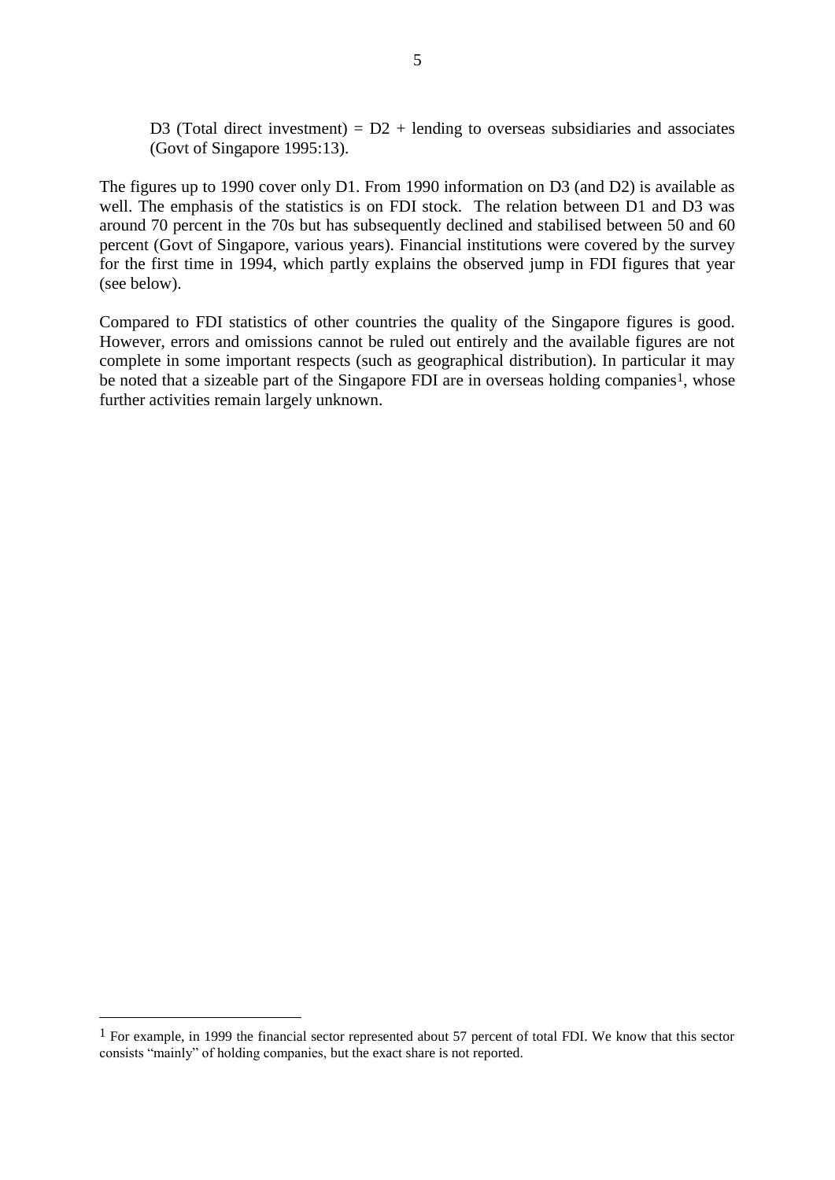D3 (Total direct investment) = D2 + lending to overseas subsidiaries and associates (Govt of Singapore 1995:13).

The figures up to 1990 cover only D1. From 1990 information on D3 (and D2) is available as well. The emphasis of the statistics is on FDI stock. The relation between D1 and D3 was around 70 percent in the 70s but has subsequently declined and stabilised between 50 and 60 percent (Govt of Singapore, various years). Financial institutions were covered by the survey for the first time in 1994, which partly explains the observed jump in FDI figures that year (see below).

Compared to FDI statistics of other countries the quality of the Singapore figures is good. However, errors and omissions cannot be ruled out entirely and the available figures are not complete in some important respects (such as geographical distribution). In particular it may be noted that a sizeable part of the Singapore FDI are in overseas holding companies[1], whose further activities remain largely unknown.

[1] For example, in 1999 the financial sector represented about 57 percent of total FDI. We know that this sector consists "mainly" of holding companies, but the exact share is not reported.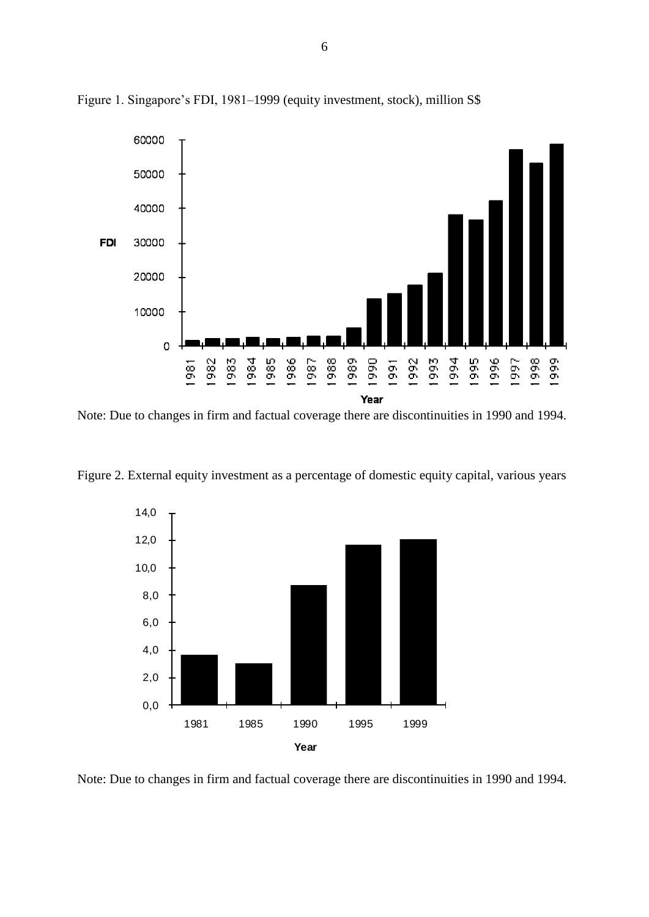Figure 1. Singapore's FDI, 1981–1999 (equity investment, stock), million S$

Note: Due to changes in firm and factual coverage there are discontinuities in 1990 and 1994.

Figure 2. External equity investment as a percentage of domestic equity capital, various years

Note: Due to changes in firm and factual coverage there are discontinuities in 1990 and 1994.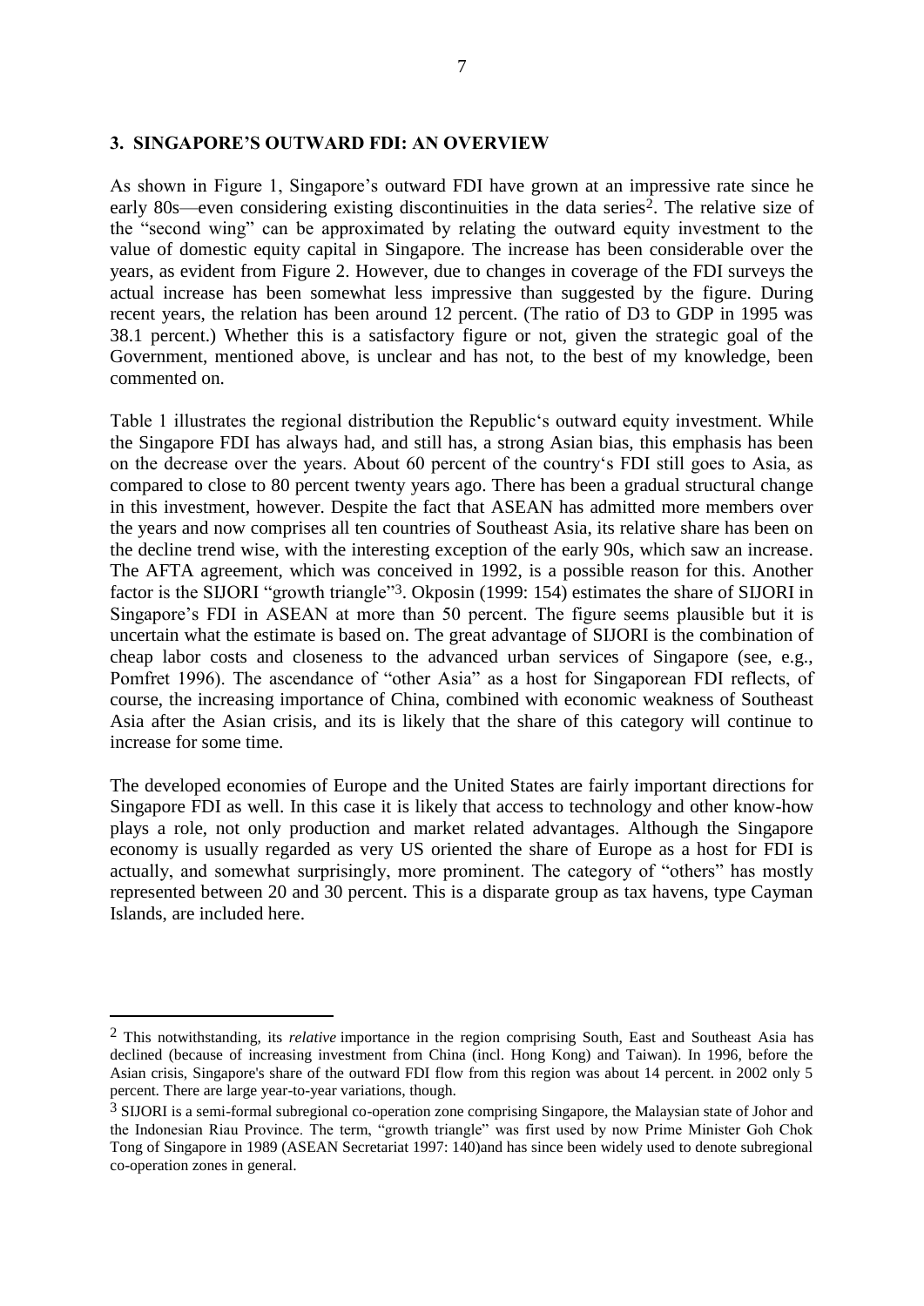## 3. SINGAPORE'S OUTWARD FDI: AN OVERVIEW

As shown in Figure 1, Singapore's outward FDI have grown at an impressive rate since he early 80s—even considering existing discontinuities in the data series[2]. The relative size of the "second wing" can be approximated by relating the outward equity investment to the value of domestic equity capital in Singapore. The increase has been considerable over the years, as evident from Figure 2. However, due to changes in coverage of the FDI surveys the actual increase has been somewhat less impressive than suggested by the figure. During recent years, the relation has been around 12 percent. (The ratio of D3 to GDP in 1995 was 38.1 percent.) Whether this is a satisfactory figure or not, given the strategic goal of the Government, mentioned above, is unclear and has not, to the best of my knowledge, been commented on.

Table 1 illustrates the regional distribution the Republic's outward equity investment. While the Singapore FDI has always had, and still has, a strong Asian bias, this emphasis has been on the decrease over the years. About 60 percent of the country's FDI still goes to Asia, as compared to close to 80 percent twenty years ago. There has been a gradual structural change in this investment, however. Despite the fact that ASEAN has admitted more members over the years and now comprises all ten countries of Southeast Asia, its relative share has been on the decline trend wise, with the interesting exception of the early 90s, which saw an increase. The AFTA agreement, which was conceived in 1992, is a possible reason for this. Another factor is the SIJORI "growth triangle"[3]. Okposin (1999: 154) estimates the share of SIJORI in Singapore's FDI in ASEAN at more than 50 percent. The figure seems plausible but it is uncertain what the estimate is based on. The great advantage of SIJORI is the combination of cheap labor costs and closeness to the advanced urban services of Singapore (see, e.g., Pomfret 1996). The ascendance of "other Asia" as a host for Singaporean FDI reflects, of course, the increasing importance of China, combined with economic weakness of Southeast Asia after the Asian crisis, and its is likely that the share of this category will continue to increase for some time.

The developed economies of Europe and the United States are fairly important directions for Singapore FDI as well. In this case it is likely that access to technology and other know-how plays a role, not only production and market related advantages. Although the Singapore economy is usually regarded as very US oriented the share of Europe as a host for FDI is actually, and somewhat surprisingly, more prominent. The category of "others" has mostly represented between 20 and 30 percent. This is a disparate group as tax havens, type Cayman Islands, are included here.

---

[2] This notwithstanding, its *relative* importance in the region comprising South, East and Southeast Asia has declined (because of increasing investment from China (incl. Hong Kong) and Taiwan). In 1996, before the Asian crisis, Singapore's share of the outward FDI flow from this region was about 14 percent. in 2002 only 5 percent. There are large year-to-year variations, though.

[3] SIJORI is a semi-formal subregional co-operation zone comprising Singapore, the Malaysian state of Johor and the Indonesian Riau Province. The term, "growth triangle" was first used by now Prime Minister Goh Chok Tong of Singapore in 1989 (ASEAN Secretariat 1997: 140)and has since been widely used to denote subregional co-operation zones in general.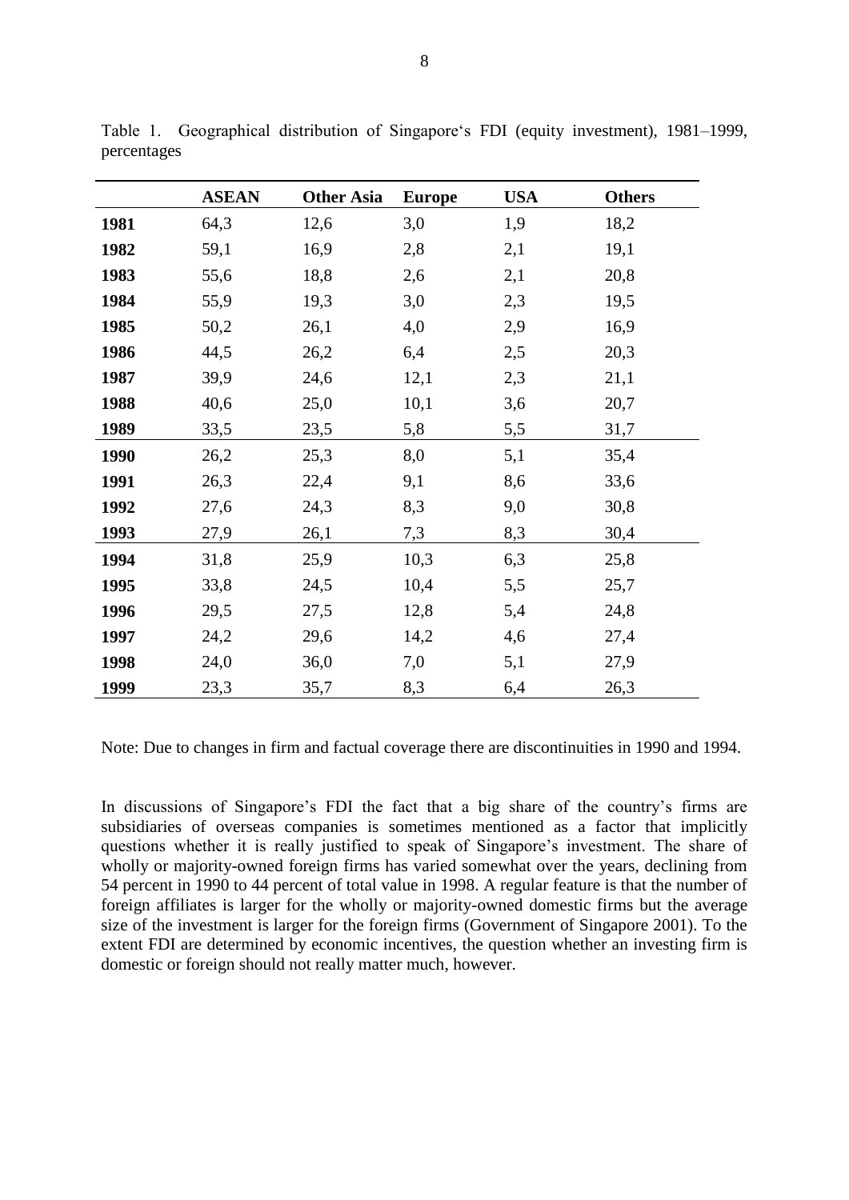Table 1. Geographical distribution of Singapore's FDI (equity investment), 1981–1999, percentages

| | ASEAN | Other Asia | Europe | USA | Others |
|---|---|---|---|---|---|
| **1981** | 64,3 | 12,6 | 3,0 | 1,9 | 18,2 |
| **1982** | 59,1 | 16,9 | 2,8 | 2,1 | 19,1 |
| **1983** | 55,6 | 18,8 | 2,6 | 2,1 | 20,8 |
| **1984** | 55,9 | 19,3 | 3,0 | 2,3 | 19,5 |
| **1985** | 50,2 | 26,1 | 4,0 | 2,9 | 16,9 |
| **1986** | 44,5 | 26,2 | 6,4 | 2,5 | 20,3 |
| **1987** | 39,9 | 24,6 | 12,1 | 2,3 | 21,1 |
| **1988** | 40,6 | 25,0 | 10,1 | 3,6 | 20,7 |
| **1989** | 33,5 | 23,5 | 5,8 | 5,5 | 31,7 |
| **1990** | 26,2 | 25,3 | 8,0 | 5,1 | 35,4 |
| **1991** | 26,3 | 22,4 | 9,1 | 8,6 | 33,6 |
| **1992** | 27,6 | 24,3 | 8,3 | 9,0 | 30,8 |
| **1993** | 27,9 | 26,1 | 7,3 | 8,3 | 30,4 |
| **1994** | 31,8 | 25,9 | 10,3 | 6,3 | 25,8 |
| **1995** | 33,8 | 24,5 | 10,4 | 5,5 | 25,7 |
| **1996** | 29,5 | 27,5 | 12,8 | 5,4 | 24,8 |
| **1997** | 24,2 | 29,6 | 14,2 | 4,6 | 27,4 |
| **1998** | 24,0 | 36,0 | 7,0 | 5,1 | 27,9 |
| **1999** | 23,3 | 35,7 | 8,3 | 6,4 | 26,3 |

Note: Due to changes in firm and factual coverage there are discontinuities in 1990 and 1994.

In discussions of Singapore's FDI the fact that a big share of the country's firms are subsidiaries of overseas companies is sometimes mentioned as a factor that implicitly questions whether it is really justified to speak of Singapore's investment. The share of wholly or majority-owned foreign firms has varied somewhat over the years, declining from 54 percent in 1990 to 44 percent of total value in 1998. A regular feature is that the number of foreign affiliates is larger for the wholly or majority-owned domestic firms but the average size of the investment is larger for the foreign firms (Government of Singapore 2001). To the extent FDI are determined by economic incentives, the question whether an investing firm is domestic or foreign should not really matter much, however.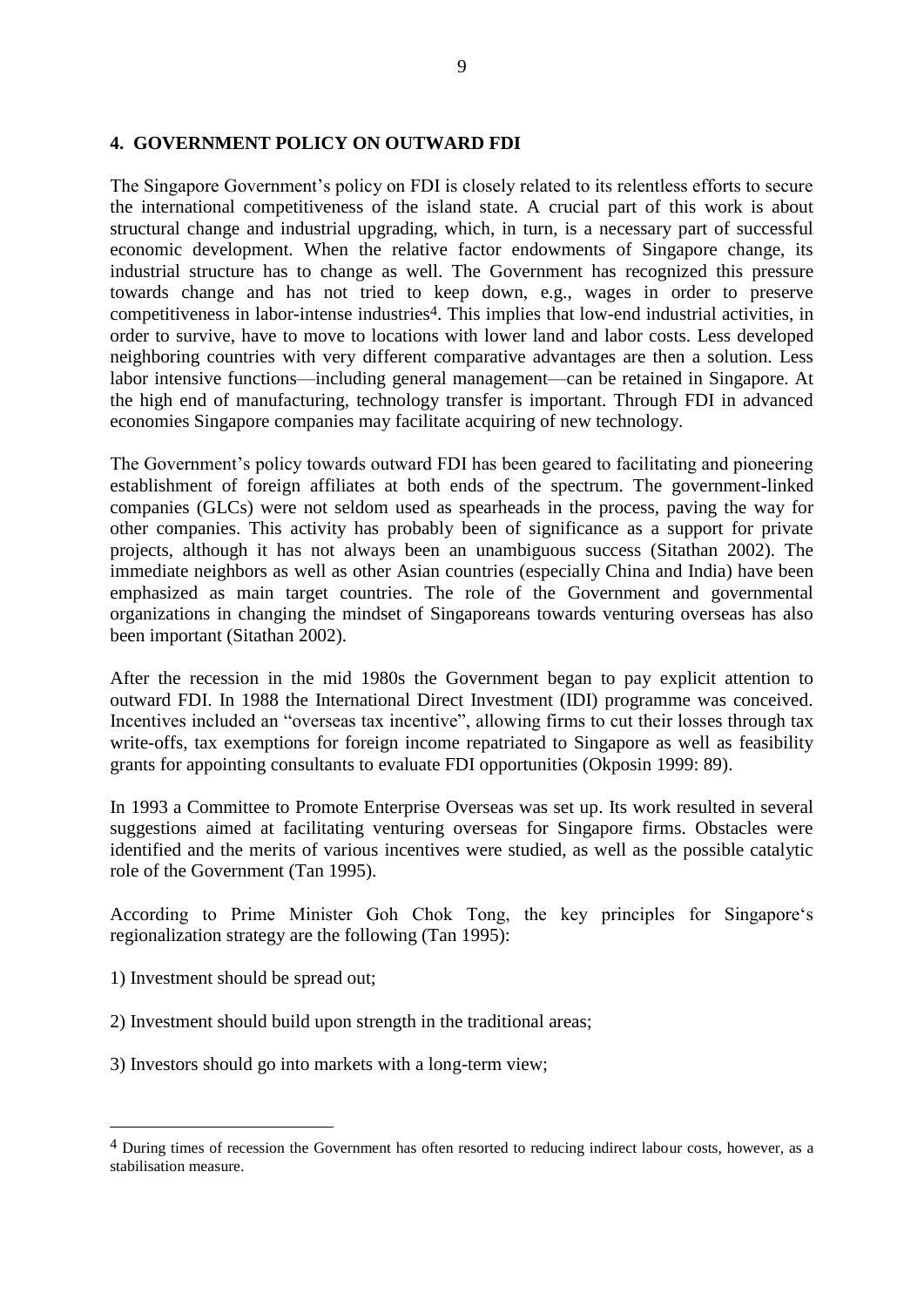## 4. GOVERNMENT POLICY ON OUTWARD FDI

The Singapore Government's policy on FDI is closely related to its relentless efforts to secure the international competitiveness of the island state. A crucial part of this work is about structural change and industrial upgrading, which, in turn, is a necessary part of successful economic development. When the relative factor endowments of Singapore change, its industrial structure has to change as well. The Government has recognized this pressure towards change and has not tried to keep down, e.g., wages in order to preserve competitiveness in labor-intense industries[4]. This implies that low-end industrial activities, in order to survive, have to move to locations with lower land and labor costs. Less developed neighboring countries with very different comparative advantages are then a solution. Less labor intensive functions—including general management—can be retained in Singapore. At the high end of manufacturing, technology transfer is important. Through FDI in advanced economies Singapore companies may facilitate acquiring of new technology.

The Government's policy towards outward FDI has been geared to facilitating and pioneering establishment of foreign affiliates at both ends of the spectrum. The government-linked companies (GLCs) were not seldom used as spearheads in the process, paving the way for other companies. This activity has probably been of significance as a support for private projects, although it has not always been an unambiguous success (Sitathan 2002). The immediate neighbors as well as other Asian countries (especially China and India) have been emphasized as main target countries. The role of the Government and governmental organizations in changing the mindset of Singaporeans towards venturing overseas has also been important (Sitathan 2002).

After the recession in the mid 1980s the Government began to pay explicit attention to outward FDI. In 1988 the International Direct Investment (IDI) programme was conceived. Incentives included an "overseas tax incentive", allowing firms to cut their losses through tax write-offs, tax exemptions for foreign income repatriated to Singapore as well as feasibility grants for appointing consultants to evaluate FDI opportunities (Okposin 1999: 89).

In 1993 a Committee to Promote Enterprise Overseas was set up. Its work resulted in several suggestions aimed at facilitating venturing overseas for Singapore firms. Obstacles were identified and the merits of various incentives were studied, as well as the possible catalytic role of the Government (Tan 1995).

According to Prime Minister Goh Chok Tong, the key principles for Singapore's regionalization strategy are the following (Tan 1995):

1) Investment should be spread out;

2) Investment should build upon strength in the traditional areas;

3) Investors should go into markets with a long-term view;

---

[4] During times of recession the Government has often resorted to reducing indirect labour costs, however, as a stabilisation measure.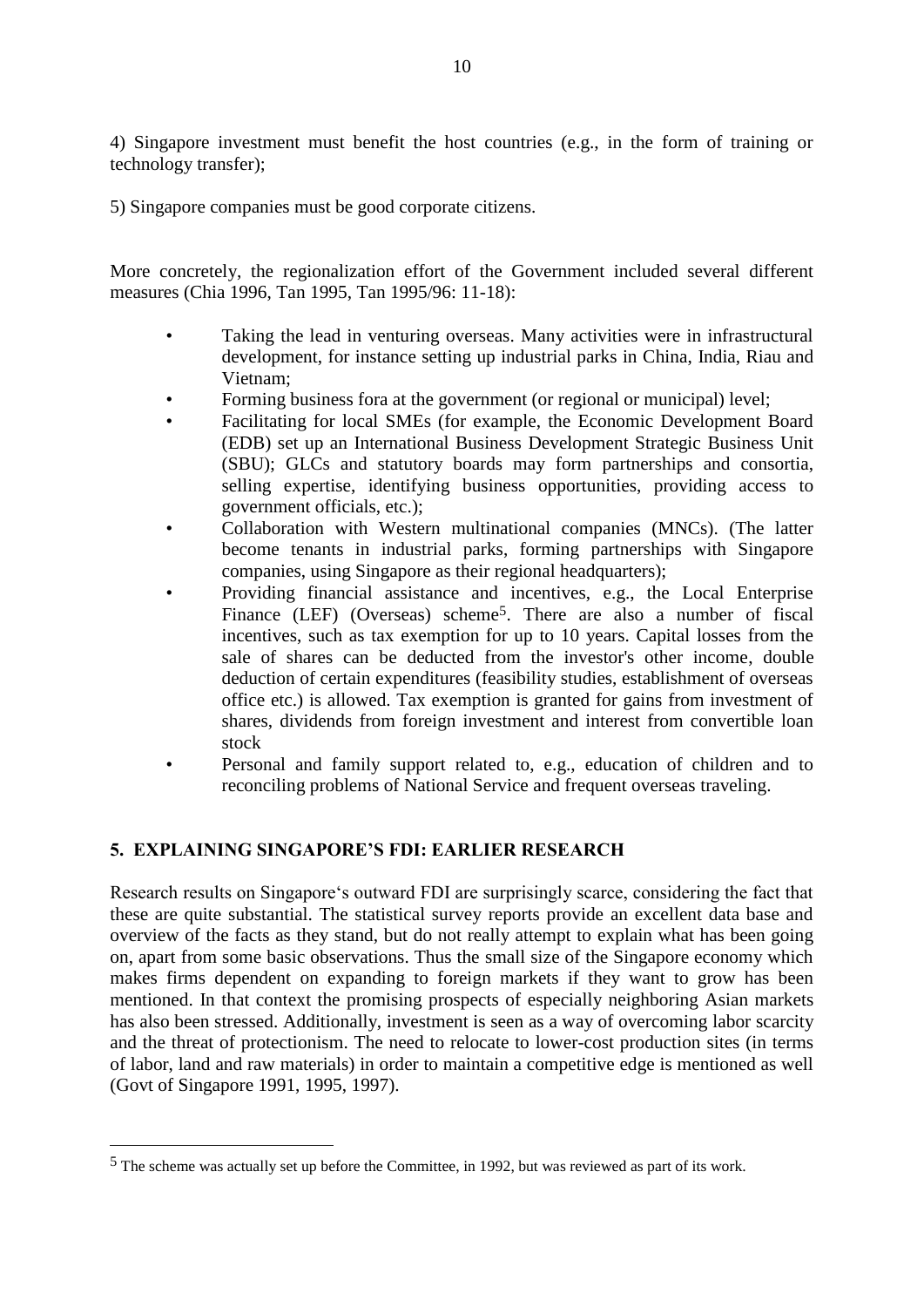4) Singapore investment must benefit the host countries (e.g., in the form of training or technology transfer);

5) Singapore companies must be good corporate citizens.

More concretely, the regionalization effort of the Government included several different measures (Chia 1996, Tan 1995, Tan 1995/96: 11-18):

- Taking the lead in venturing overseas. Many activities were in infrastructural development, for instance setting up industrial parks in China, India, Riau and Vietnam;
- Forming business fora at the government (or regional or municipal) level;
- Facilitating for local SMEs (for example, the Economic Development Board (EDB) set up an International Business Development Strategic Business Unit (SBU); GLCs and statutory boards may form partnerships and consortia, selling expertise, identifying business opportunities, providing access to government officials, etc.);
- Collaboration with Western multinational companies (MNCs). (The latter become tenants in industrial parks, forming partnerships with Singapore companies, using Singapore as their regional headquarters);
- Providing financial assistance and incentives, e.g., the Local Enterprise Finance (LEF) (Overseas) scheme[5]. There are also a number of fiscal incentives, such as tax exemption for up to 10 years. Capital losses from the sale of shares can be deducted from the investor's other income, double deduction of certain expenditures (feasibility studies, establishment of overseas office etc.) is allowed. Tax exemption is granted for gains from investment of shares, dividends from foreign investment and interest from convertible loan stock
- Personal and family support related to, e.g., education of children and to reconciling problems of National Service and frequent overseas traveling.

## 5. EXPLAINING SINGAPORE'S FDI: EARLIER RESEARCH

Research results on Singapore's outward FDI are surprisingly scarce, considering the fact that these are quite substantial. The statistical survey reports provide an excellent data base and overview of the facts as they stand, but do not really attempt to explain what has been going on, apart from some basic observations. Thus the small size of the Singapore economy which makes firms dependent on expanding to foreign markets if they want to grow has been mentioned. In that context the promising prospects of especially neighboring Asian markets has also been stressed. Additionally, investment is seen as a way of overcoming labor scarcity and the threat of protectionism. The need to relocate to lower-cost production sites (in terms of labor, land and raw materials) in order to maintain a competitive edge is mentioned as well (Govt of Singapore 1991, 1995, 1997).

[5] The scheme was actually set up before the Committee, in 1992, but was reviewed as part of its work.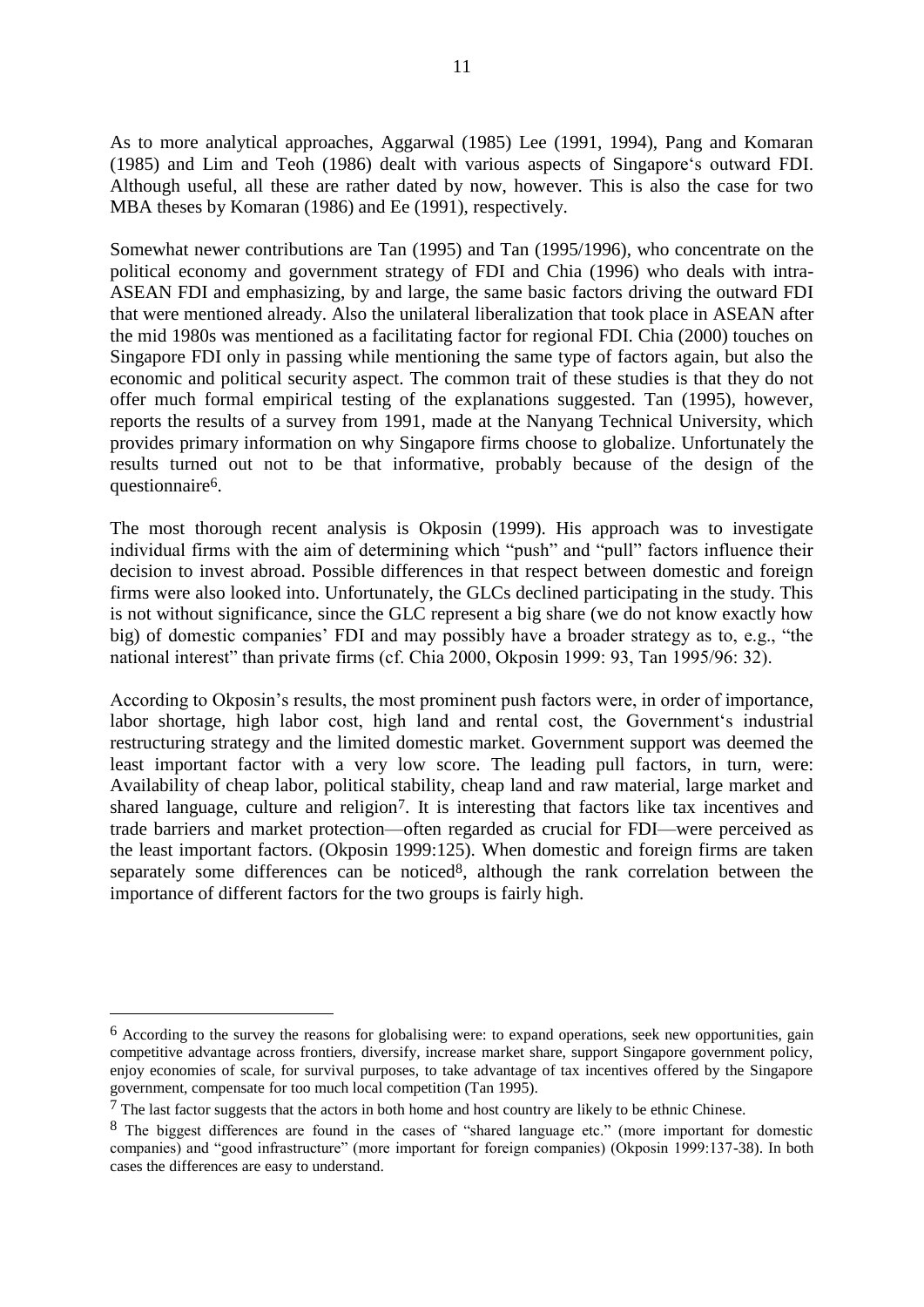As to more analytical approaches, Aggarwal (1985) Lee (1991, 1994), Pang and Komaran (1985) and Lim and Teoh (1986) dealt with various aspects of Singapore's outward FDI. Although useful, all these are rather dated by now, however. This is also the case for two MBA theses by Komaran (1986) and Ee (1991), respectively.

Somewhat newer contributions are Tan (1995) and Tan (1995/1996), who concentrate on the political economy and government strategy of FDI and Chia (1996) who deals with intra-ASEAN FDI and emphasizing, by and large, the same basic factors driving the outward FDI that were mentioned already. Also the unilateral liberalization that took place in ASEAN after the mid 1980s was mentioned as a facilitating factor for regional FDI. Chia (2000) touches on Singapore FDI only in passing while mentioning the same type of factors again, but also the economic and political security aspect. The common trait of these studies is that they do not offer much formal empirical testing of the explanations suggested. Tan (1995), however, reports the results of a survey from 1991, made at the Nanyang Technical University, which provides primary information on why Singapore firms choose to globalize. Unfortunately the results turned out not to be that informative, probably because of the design of the questionnaire[6].

The most thorough recent analysis is Okposin (1999). His approach was to investigate individual firms with the aim of determining which "push" and "pull" factors influence their decision to invest abroad. Possible differences in that respect between domestic and foreign firms were also looked into. Unfortunately, the GLCs declined participating in the study. This is not without significance, since the GLC represent a big share (we do not know exactly how big) of domestic companies' FDI and may possibly have a broader strategy as to, e.g., "the national interest" than private firms (cf. Chia 2000, Okposin 1999: 93, Tan 1995/96: 32).

According to Okposin's results, the most prominent push factors were, in order of importance, labor shortage, high labor cost, high land and rental cost, the Government's industrial restructuring strategy and the limited domestic market. Government support was deemed the least important factor with a very low score. The leading pull factors, in turn, were: Availability of cheap labor, political stability, cheap land and raw material, large market and shared language, culture and religion[7]. It is interesting that factors like tax incentives and trade barriers and market protection—often regarded as crucial for FDI—were perceived as the least important factors. (Okposin 1999:125). When domestic and foreign firms are taken separately some differences can be noticed[8], although the rank correlation between the importance of different factors for the two groups is fairly high.

---

[6] According to the survey the reasons for globalising were: to expand operations, seek new opportunities, gain competitive advantage across frontiers, diversify, increase market share, support Singapore government policy, enjoy economies of scale, for survival purposes, to take advantage of tax incentives offered by the Singapore government, compensate for too much local competition (Tan 1995).

[7] The last factor suggests that the actors in both home and host country are likely to be ethnic Chinese.

[8] The biggest differences are found in the cases of "shared language etc." (more important for domestic companies) and "good infrastructure" (more important for foreign companies) (Okposin 1999:137-38). In both cases the differences are easy to understand.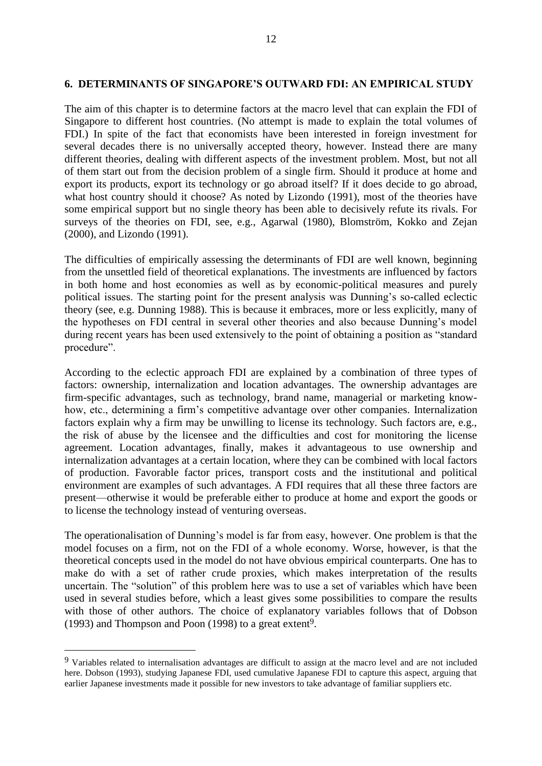## 6. DETERMINANTS OF SINGAPORE'S OUTWARD FDI: AN EMPIRICAL STUDY

The aim of this chapter is to determine factors at the macro level that can explain the FDI of Singapore to different host countries. (No attempt is made to explain the total volumes of FDI.) In spite of the fact that economists have been interested in foreign investment for several decades there is no universally accepted theory, however. Instead there are many different theories, dealing with different aspects of the investment problem. Most, but not all of them start out from the decision problem of a single firm. Should it produce at home and export its products, export its technology or go abroad itself? If it does decide to go abroad, what host country should it choose? As noted by Lizondo (1991), most of the theories have some empirical support but no single theory has been able to decisively refute its rivals. For surveys of the theories on FDI, see, e.g., Agarwal (1980), Blomström, Kokko and Zejan (2000), and Lizondo (1991).

The difficulties of empirically assessing the determinants of FDI are well known, beginning from the unsettled field of theoretical explanations. The investments are influenced by factors in both home and host economies as well as by economic-political measures and purely political issues. The starting point for the present analysis was Dunning's so-called eclectic theory (see, e.g. Dunning 1988). This is because it embraces, more or less explicitly, many of the hypotheses on FDI central in several other theories and also because Dunning's model during recent years has been used extensively to the point of obtaining a position as "standard procedure".

According to the eclectic approach FDI are explained by a combination of three types of factors: ownership, internalization and location advantages. The ownership advantages are firm-specific advantages, such as technology, brand name, managerial or marketing know-how, etc., determining a firm's competitive advantage over other companies. Internalization factors explain why a firm may be unwilling to license its technology. Such factors are, e.g., the risk of abuse by the licensee and the difficulties and cost for monitoring the license agreement. Location advantages, finally, makes it advantageous to use ownership and internalization advantages at a certain location, where they can be combined with local factors of production. Favorable factor prices, transport costs and the institutional and political environment are examples of such advantages. A FDI requires that all these three factors are present—otherwise it would be preferable either to produce at home and export the goods or to license the technology instead of venturing overseas.

The operationalisation of Dunning's model is far from easy, however. One problem is that the model focuses on a firm, not on the FDI of a whole economy. Worse, however, is that the theoretical concepts used in the model do not have obvious empirical counterparts. One has to make do with a set of rather crude proxies, which makes interpretation of the results uncertain. The "solution" of this problem here was to use a set of variables which have been used in several studies before, which a least gives some possibilities to compare the results with those of other authors. The choice of explanatory variables follows that of Dobson (1993) and Thompson and Poon (1998) to a great extent[9].

[9] Variables related to internalisation advantages are difficult to assign at the macro level and are not included here. Dobson (1993), studying Japanese FDI, used cumulative Japanese FDI to capture this aspect, arguing that earlier Japanese investments made it possible for new investors to take advantage of familiar suppliers etc.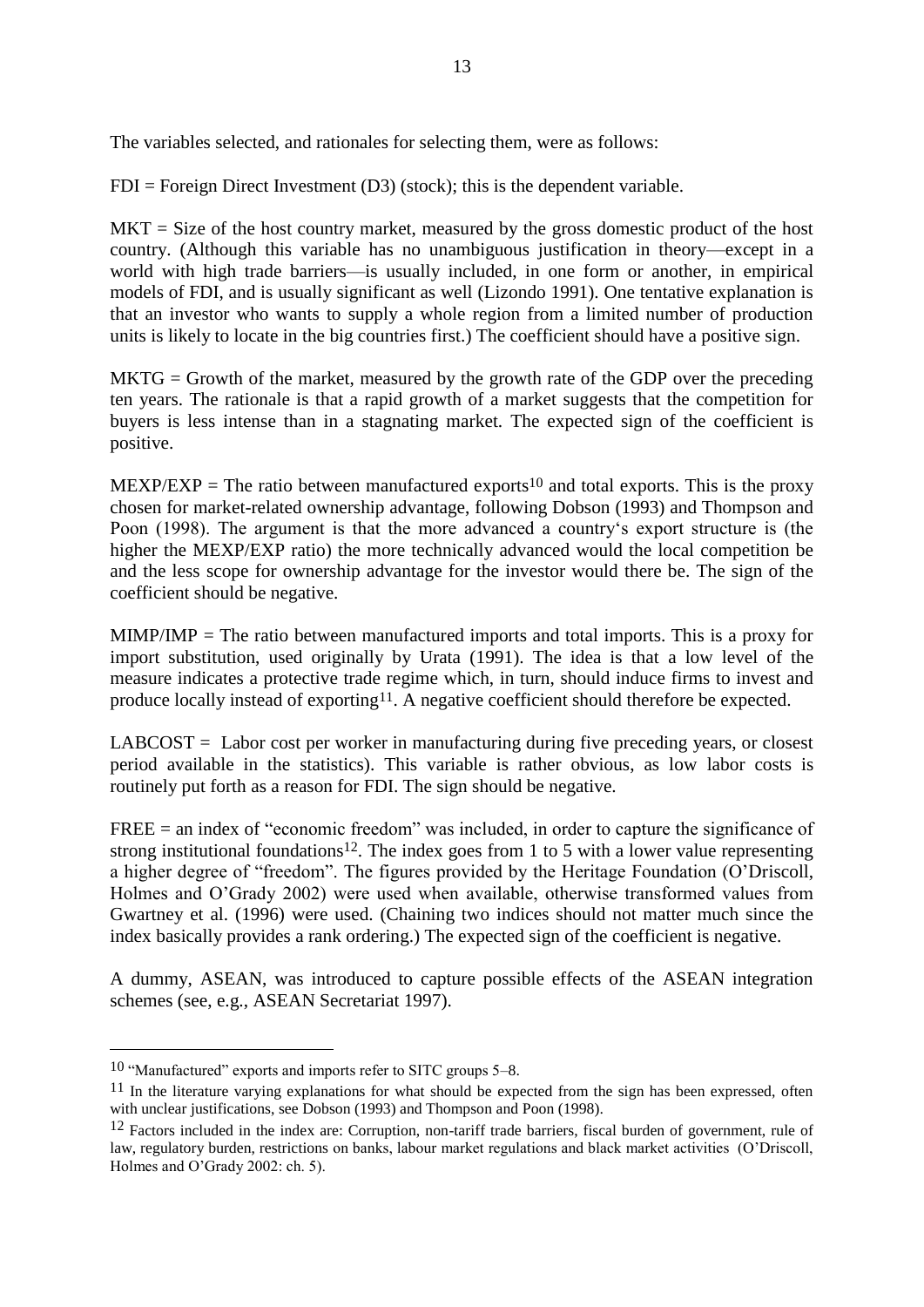The variables selected, and rationales for selecting them, were as follows:

FDI = Foreign Direct Investment (D3) (stock); this is the dependent variable.

MKT = Size of the host country market, measured by the gross domestic product of the host country. (Although this variable has no unambiguous justification in theory—except in a world with high trade barriers—is usually included, in one form or another, in empirical models of FDI, and is usually significant as well (Lizondo 1991). One tentative explanation is that an investor who wants to supply a whole region from a limited number of production units is likely to locate in the big countries first.) The coefficient should have a positive sign.

MKTG = Growth of the market, measured by the growth rate of the GDP over the preceding ten years. The rationale is that a rapid growth of a market suggests that the competition for buyers is less intense than in a stagnating market. The expected sign of the coefficient is positive.

MEXP/EXP = The ratio between manufactured exports[10] and total exports. This is the proxy chosen for market-related ownership advantage, following Dobson (1993) and Thompson and Poon (1998). The argument is that the more advanced a country's export structure is (the higher the MEXP/EXP ratio) the more technically advanced would the local competition be and the less scope for ownership advantage for the investor would there be. The sign of the coefficient should be negative.

MIMP/IMP = The ratio between manufactured imports and total imports. This is a proxy for import substitution, used originally by Urata (1991). The idea is that a low level of the measure indicates a protective trade regime which, in turn, should induce firms to invest and produce locally instead of exporting[11]. A negative coefficient should therefore be expected.

LABCOST = Labor cost per worker in manufacturing during five preceding years, or closest period available in the statistics). This variable is rather obvious, as low labor costs is routinely put forth as a reason for FDI. The sign should be negative.

FREE = an index of "economic freedom" was included, in order to capture the significance of strong institutional foundations[12]. The index goes from 1 to 5 with a lower value representing a higher degree of "freedom". The figures provided by the Heritage Foundation (O'Driscoll, Holmes and O'Grady 2002) were used when available, otherwise transformed values from Gwartney et al. (1996) were used. (Chaining two indices should not matter much since the index basically provides a rank ordering.) The expected sign of the coefficient is negative.

A dummy, ASEAN, was introduced to capture possible effects of the ASEAN integration schemes (see, e.g., ASEAN Secretariat 1997).

---

[10] "Manufactured" exports and imports refer to SITC groups 5–8.

[11] In the literature varying explanations for what should be expected from the sign has been expressed, often with unclear justifications, see Dobson (1993) and Thompson and Poon (1998).

[12] Factors included in the index are: Corruption, non-tariff trade barriers, fiscal burden of government, rule of law, regulatory burden, restrictions on banks, labour market regulations and black market activities (O'Driscoll, Holmes and O'Grady 2002: ch. 5).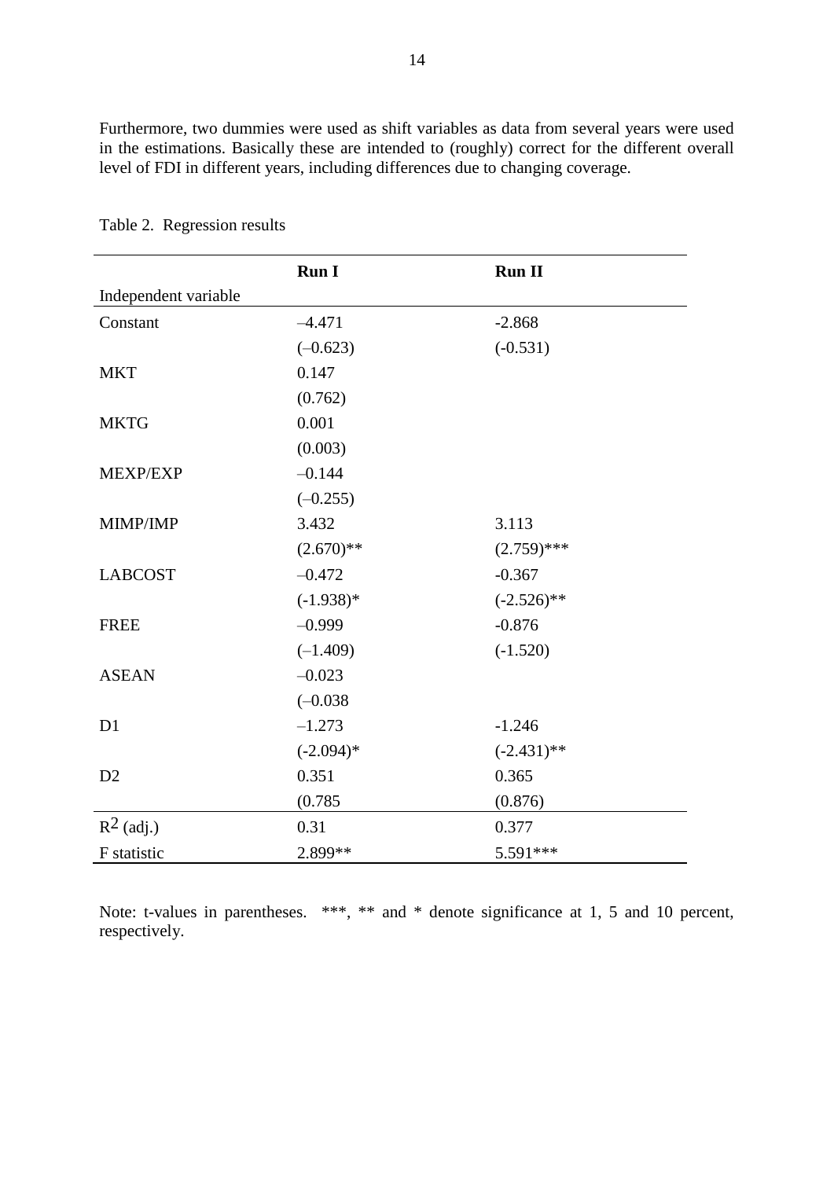Furthermore, two dummies were used as shift variables as data from several years were used in the estimations. Basically these are intended to (roughly) correct for the different overall level of FDI in different years, including differences due to changing coverage.

Table 2. Regression results

| | **Run I** | **Run II** |
|---|---|---|
| Independent variable | | |
| Constant | –4.471 | -2.868 |
| | (–0.623) | (-0.531) |
| MKT | 0.147 | |
| | (0.762) | |
| MKTG | 0.001 | |
| | (0.003) | |
| MEXP/EXP | –0.144 | |
| | (–0.255) | |
| MIMP/IMP | 3.432 | 3.113 |
| | (2.670)** | (2.759)*** |
| LABCOST | –0.472 | -0.367 |
| | (-1.938)* | (-2.526)** |
| FREE | –0.999 | -0.876 |
| | (–1.409) | (-1.520) |
| ASEAN | –0.023 | |
| | (–0.038 | |
| D1 | –1.273 | -1.246 |
| | (-2.094)* | (-2.431)** |
| D2 | 0.351 | 0.365 |
| | (0.785 | (0.876) |
| $R^2$ (adj.) | 0.31 | 0.377 |
| F statistic | 2.899** | 5.591*** |

Note: t-values in parentheses. ***, ** and * denote significance at 1, 5 and 10 percent, respectively.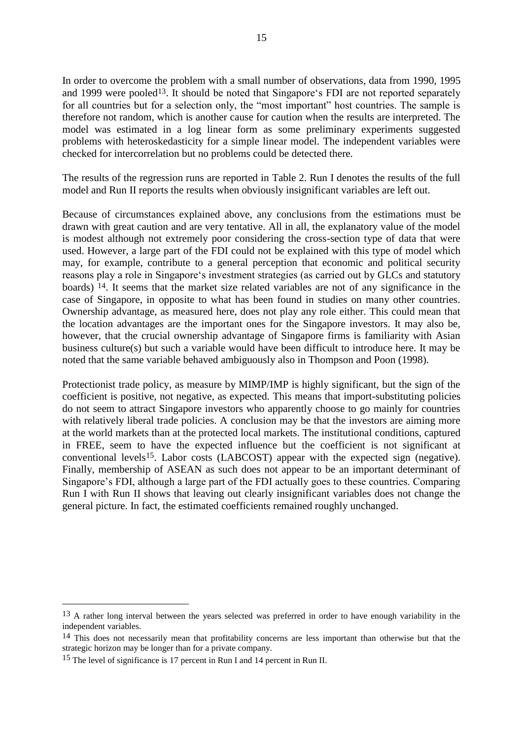In order to overcome the problem with a small number of observations, data from 1990, 1995 and 1999 were pooled[13]. It should be noted that Singapore‘s FDI are not reported separately for all countries but for a selection only, the "most important" host countries. The sample is therefore not random, which is another cause for caution when the results are interpreted. The model was estimated in a log linear form as some preliminary experiments suggested problems with heteroskedasticity for a simple linear model. The independent variables were checked for intercorrelation but no problems could be detected there.

The results of the regression runs are reported in Table 2. Run I denotes the results of the full model and Run II reports the results when obviously insignificant variables are left out.

Because of circumstances explained above, any conclusions from the estimations must be drawn with great caution and are very tentative. All in all, the explanatory value of the model is modest although not extremely poor considering the cross-section type of data that were used. However, a large part of the FDI could not be explained with this type of model which may, for example, contribute to a general perception that economic and political security reasons play a role in Singapore‘s investment strategies (as carried out by GLCs and statutory boards) [14]. It seems that the market size related variables are not of any significance in the case of Singapore, in opposite to what has been found in studies on many other countries. Ownership advantage, as measured here, does not play any role either. This could mean that the location advantages are the important ones for the Singapore investors. It may also be, however, that the crucial ownership advantage of Singapore firms is familiarity with Asian business culture(s) but such a variable would have been difficult to introduce here. It may be noted that the same variable behaved ambiguously also in Thompson and Poon (1998).

Protectionist trade policy, as measure by MIMP/IMP is highly significant, but the sign of the coefficient is positive, not negative, as expected. This means that import-substituting policies do not seem to attract Singapore investors who apparently choose to go mainly for countries with relatively liberal trade policies. A conclusion may be that the investors are aiming more at the world markets than at the protected local markets. The institutional conditions, captured in FREE, seem to have the expected influence but the coefficient is not significant at conventional levels[15]. Labor costs (LABCOST) appear with the expected sign (negative). Finally, membership of ASEAN as such does not appear to be an important determinant of Singapore's FDI, although a large part of the FDI actually goes to these countries. Comparing Run I with Run II shows that leaving out clearly insignificant variables does not change the general picture. In fact, the estimated coefficients remained roughly unchanged.

---

[13] A rather long interval between the years selected was preferred in order to have enough variability in the independent variables.

[14] This does not necessarily mean that profitability concerns are less important than otherwise but that the strategic horizon may be longer than for a private company.

[15] The level of significance is 17 percent in Run I and 14 percent in Run II.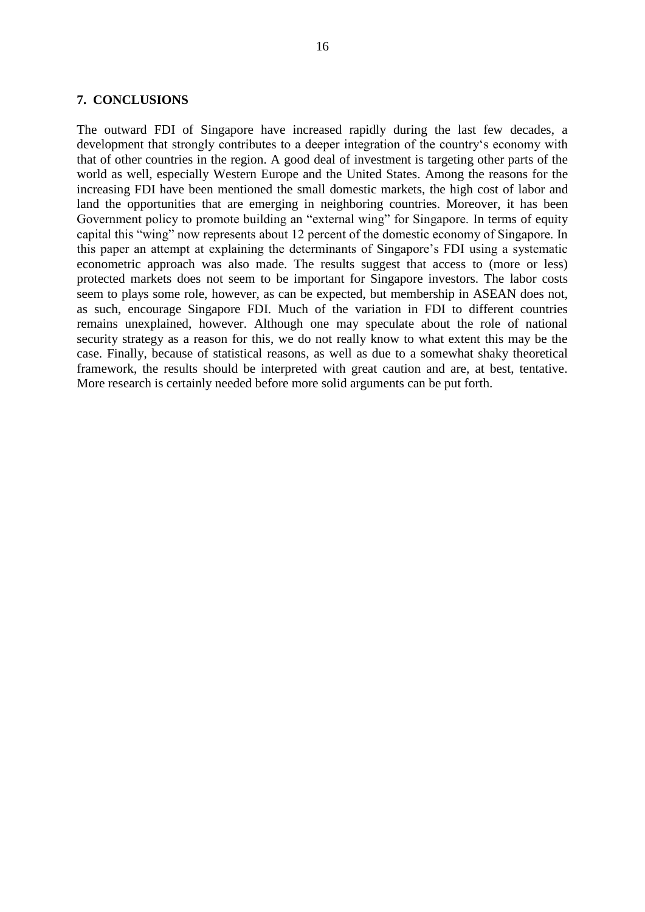## 7. CONCLUSIONS

The outward FDI of Singapore have increased rapidly during the last few decades, a development that strongly contributes to a deeper integration of the country's economy with that of other countries in the region. A good deal of investment is targeting other parts of the world as well, especially Western Europe and the United States. Among the reasons for the increasing FDI have been mentioned the small domestic markets, the high cost of labor and land the opportunities that are emerging in neighboring countries. Moreover, it has been Government policy to promote building an "external wing" for Singapore. In terms of equity capital this "wing" now represents about 12 percent of the domestic economy of Singapore. In this paper an attempt at explaining the determinants of Singapore's FDI using a systematic econometric approach was also made. The results suggest that access to (more or less) protected markets does not seem to be important for Singapore investors. The labor costs seem to plays some role, however, as can be expected, but membership in ASEAN does not, as such, encourage Singapore FDI. Much of the variation in FDI to different countries remains unexplained, however. Although one may speculate about the role of national security strategy as a reason for this, we do not really know to what extent this may be the case. Finally, because of statistical reasons, as well as due to a somewhat shaky theoretical framework, the results should be interpreted with great caution and are, at best, tentative. More research is certainly needed before more solid arguments can be put forth.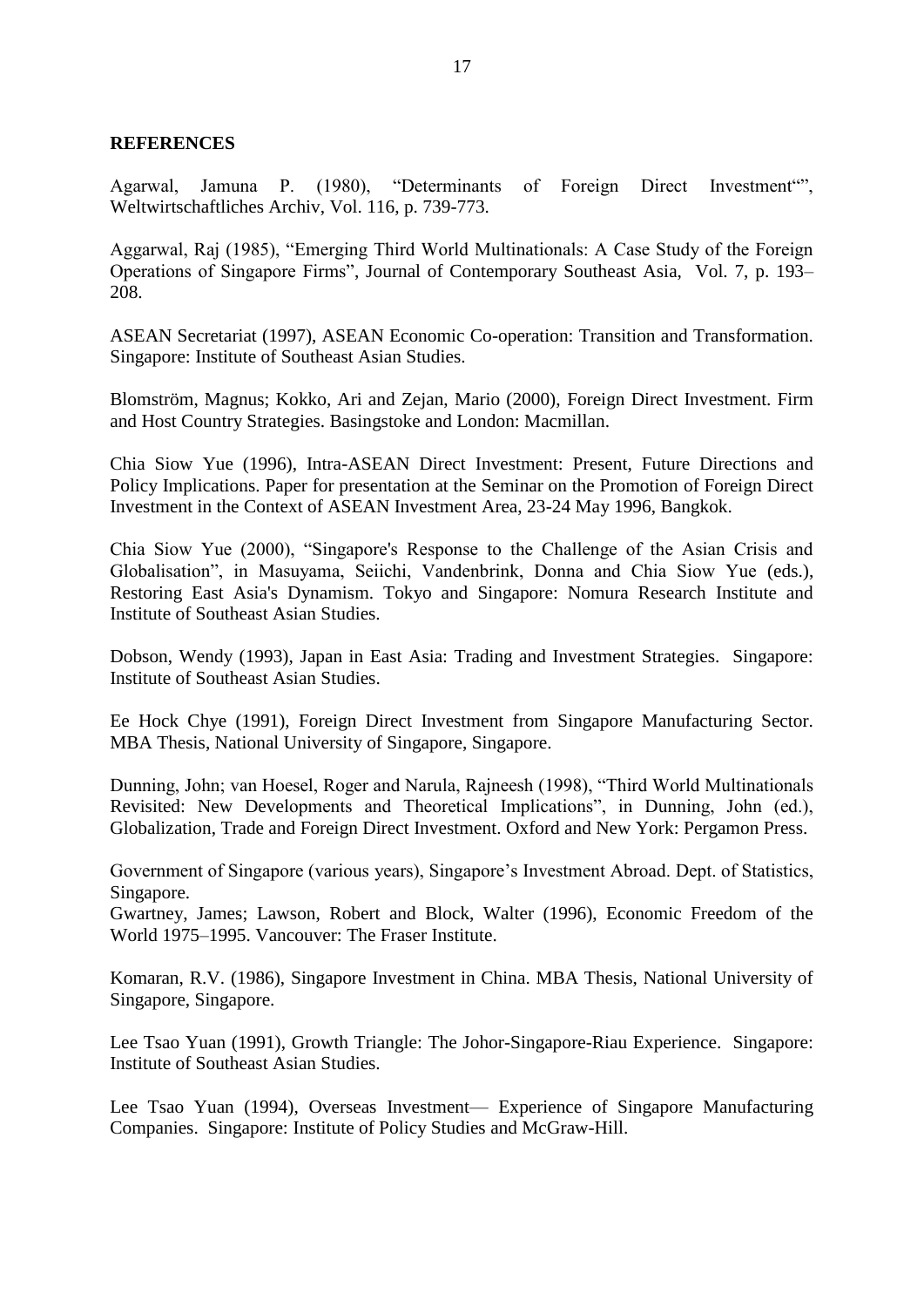**REFERENCES**

Agarwal, Jamuna P. (1980), "Determinants of Foreign Direct Investment"", Weltwirtschaftliches Archiv, Vol. 116, p. 739-773.

Aggarwal, Raj (1985), "Emerging Third World Multinationals: A Case Study of the Foreign Operations of Singapore Firms", Journal of Contemporary Southeast Asia, Vol. 7, p. 193–208.

ASEAN Secretariat (1997), ASEAN Economic Co-operation: Transition and Transformation. Singapore: Institute of Southeast Asian Studies.

Blomström, Magnus; Kokko, Ari and Zejan, Mario (2000), Foreign Direct Investment. Firm and Host Country Strategies. Basingstoke and London: Macmillan.

Chia Siow Yue (1996), Intra-ASEAN Direct Investment: Present, Future Directions and Policy Implications. Paper for presentation at the Seminar on the Promotion of Foreign Direct Investment in the Context of ASEAN Investment Area, 23-24 May 1996, Bangkok.

Chia Siow Yue (2000), "Singapore's Response to the Challenge of the Asian Crisis and Globalisation", in Masuyama, Seiichi, Vandenbrink, Donna and Chia Siow Yue (eds.), Restoring East Asia's Dynamism. Tokyo and Singapore: Nomura Research Institute and Institute of Southeast Asian Studies.

Dobson, Wendy (1993), Japan in East Asia: Trading and Investment Strategies. Singapore: Institute of Southeast Asian Studies.

Ee Hock Chye (1991), Foreign Direct Investment from Singapore Manufacturing Sector. MBA Thesis, National University of Singapore, Singapore.

Dunning, John; van Hoesel, Roger and Narula, Rajneesh (1998), "Third World Multinationals Revisited: New Developments and Theoretical Implications", in Dunning, John (ed.), Globalization, Trade and Foreign Direct Investment. Oxford and New York: Pergamon Press.

Government of Singapore (various years), Singapore's Investment Abroad. Dept. of Statistics, Singapore.

Gwartney, James; Lawson, Robert and Block, Walter (1996), Economic Freedom of the World 1975–1995. Vancouver: The Fraser Institute.

Komaran, R.V. (1986), Singapore Investment in China. MBA Thesis, National University of Singapore, Singapore.

Lee Tsao Yuan (1991), Growth Triangle: The Johor-Singapore-Riau Experience. Singapore: Institute of Southeast Asian Studies.

Lee Tsao Yuan (1994), Overseas Investment— Experience of Singapore Manufacturing Companies. Singapore: Institute of Policy Studies and McGraw-Hill.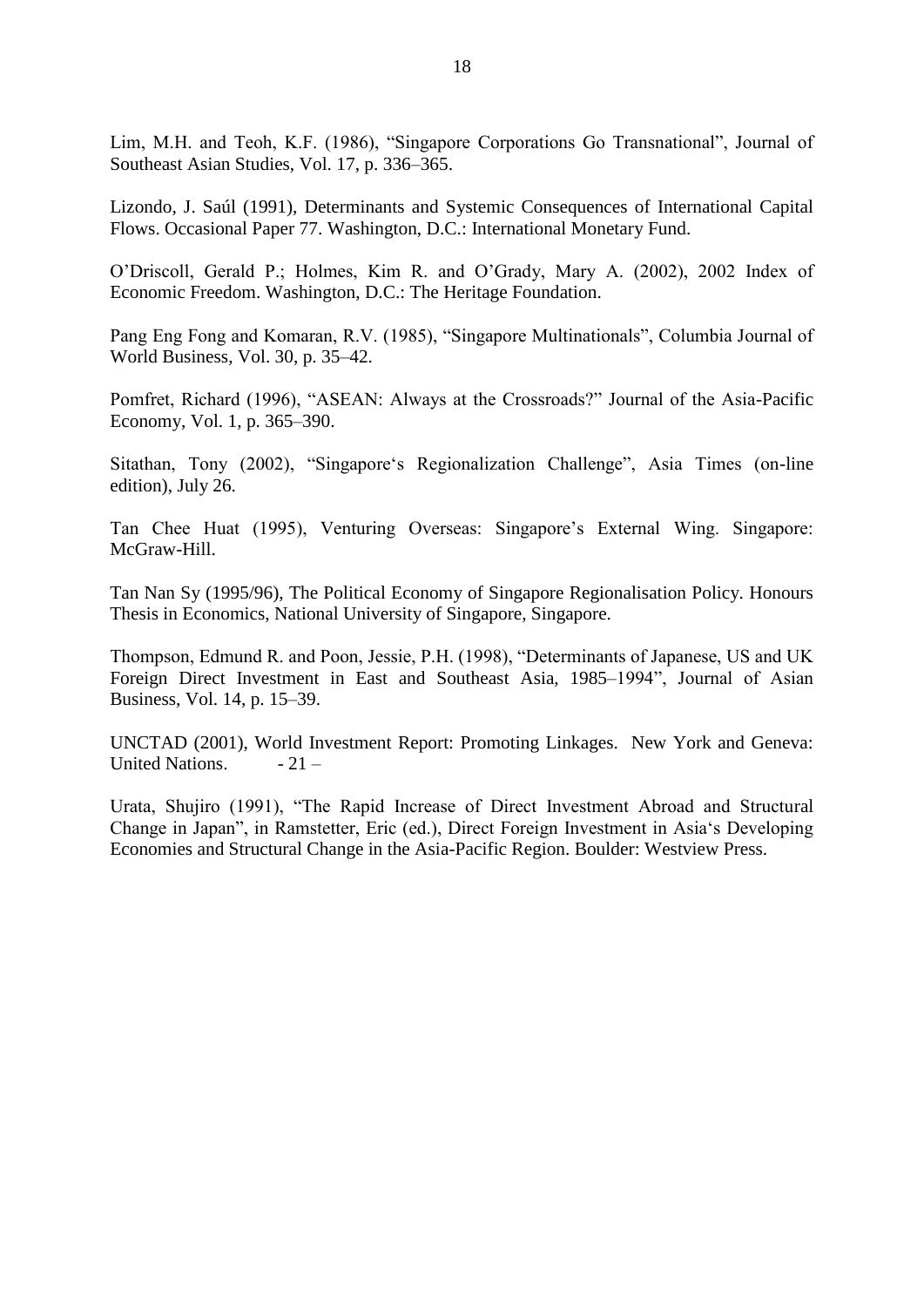Lim, M.H. and Teoh, K.F. (1986), "Singapore Corporations Go Transnational", Journal of Southeast Asian Studies, Vol. 17, p. 336–365.

Lizondo, J. Saúl (1991), Determinants and Systemic Consequences of International Capital Flows. Occasional Paper 77. Washington, D.C.: International Monetary Fund.

O'Driscoll, Gerald P.; Holmes, Kim R. and O'Grady, Mary A. (2002), 2002 Index of Economic Freedom. Washington, D.C.: The Heritage Foundation.

Pang Eng Fong and Komaran, R.V. (1985), "Singapore Multinationals", Columbia Journal of World Business, Vol. 30, p. 35–42.

Pomfret, Richard (1996), "ASEAN: Always at the Crossroads?" Journal of the Asia-Pacific Economy, Vol. 1, p. 365–390.

Sitathan, Tony (2002), "Singapore's Regionalization Challenge", Asia Times (on-line edition), July 26.

Tan Chee Huat (1995), Venturing Overseas: Singapore's External Wing. Singapore: McGraw-Hill.

Tan Nan Sy (1995/96), The Political Economy of Singapore Regionalisation Policy. Honours Thesis in Economics, National University of Singapore, Singapore.

Thompson, Edmund R. and Poon, Jessie, P.H. (1998), "Determinants of Japanese, US and UK Foreign Direct Investment in East and Southeast Asia, 1985–1994", Journal of Asian Business, Vol. 14, p. 15–39.

UNCTAD (2001), World Investment Report: Promoting Linkages. New York and Geneva: United Nations. - 21 –

Urata, Shujiro (1991), "The Rapid Increase of Direct Investment Abroad and Structural Change in Japan", in Ramstetter, Eric (ed.), Direct Foreign Investment in Asia's Developing Economies and Structural Change in the Asia-Pacific Region. Boulder: Westview Press.